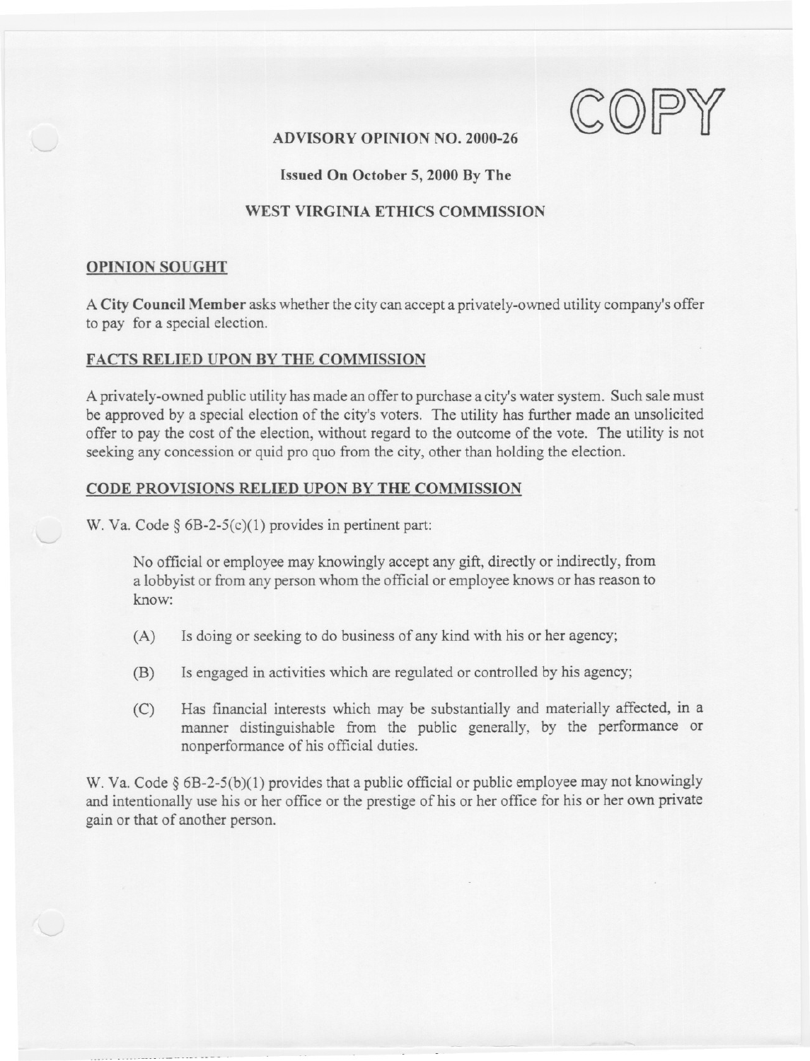COPY

# ADVISORY OPINION NO. 2000-26

**Issued On October 5, 2000 By The**

**WEST VIRGINIA ETHICS COMMISSION**

## OPINION SOUGHT

A **City Council Member** asks whether the city can accept a privately-owned utility company's offer to pay for a special election.

## FACTS RELIED UPON BY THE COMMISSION

A privately-owned public utility has made an offer to purchase a city's water system. Such sale must be approved by a special election of the city's voters. The utility has further made an unsolicited offer to pay the cost of the election, without regard to the outcome of the vote. The utility is not seeking any concession or quid pro quo from the city, other than holding the election.

## CODE PROVISIONS RELIED UPON BY THE COMMISSION

W. Va. Code § 6B-2-5(c)(1) provides in pertinent part:

> No official or employee may knowingly accept any gift, directly or indirectly, from a lobbyist or from any person whom the official or employee knows or has reason to know:
>
> (A) Is doing or seeking to do business of any kind with his or her agency;
>
> (B) Is engaged in activities which are regulated or controlled by his agency;
>
> (C) Has financial interests which may be substantially and materially affected, in a manner distinguishable from the public generally, by the performance or nonperformance of his official duties.

W. Va. Code § 6B-2-5(b)(1) provides that a public official or public employee may not knowingly and intentionally use his or her office or the prestige of his or her office for his or her own private gain or that of another person.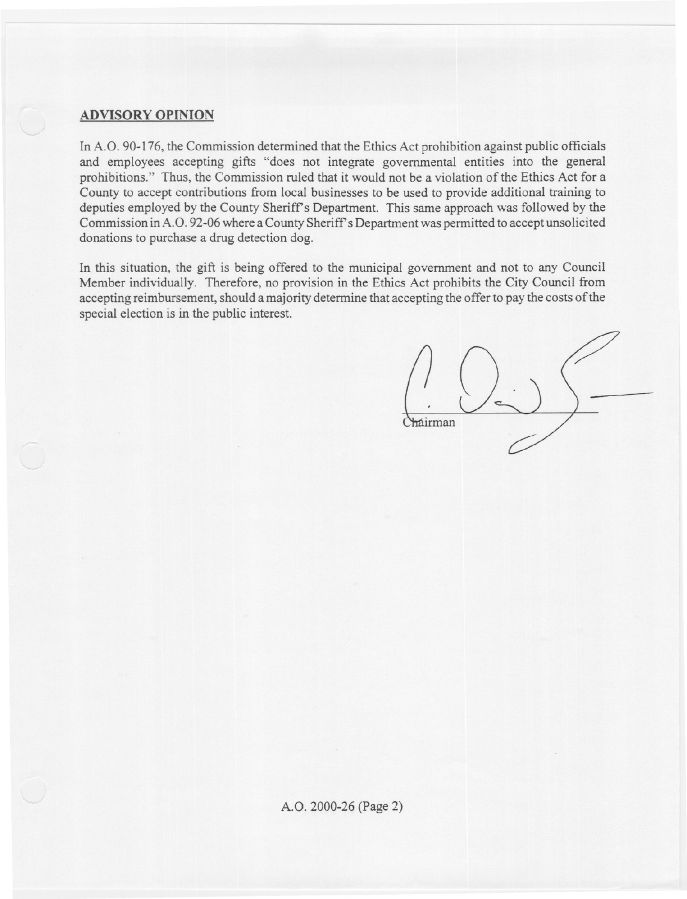## ADVISORY OPINION

In A.O. 90-176, the Commission determined that the Ethics Act prohibition against public officials and employees accepting gifts "does not integrate governmental entities into the general prohibitions." Thus, the Commission ruled that it would not be a violation of the Ethics Act for a County to accept contributions from local businesses to be used to provide additional training to deputies employed by the County Sheriff's Department. This same approach was followed by the Commission in A.O. 92-06 where a County Sheriff's Department was permitted to accept unsolicited donations to purchase a drug detection dog.

In this situation, the gift is being offered to the municipal government and not to any Council Member individually. Therefore, no provision in the Ethics Act prohibits the City Council from accepting reimbursement, should a majority determine that accepting the offer to pay the costs of the special election is in the public interest.

Chairman

A.O. 2000-26 (Page 2)